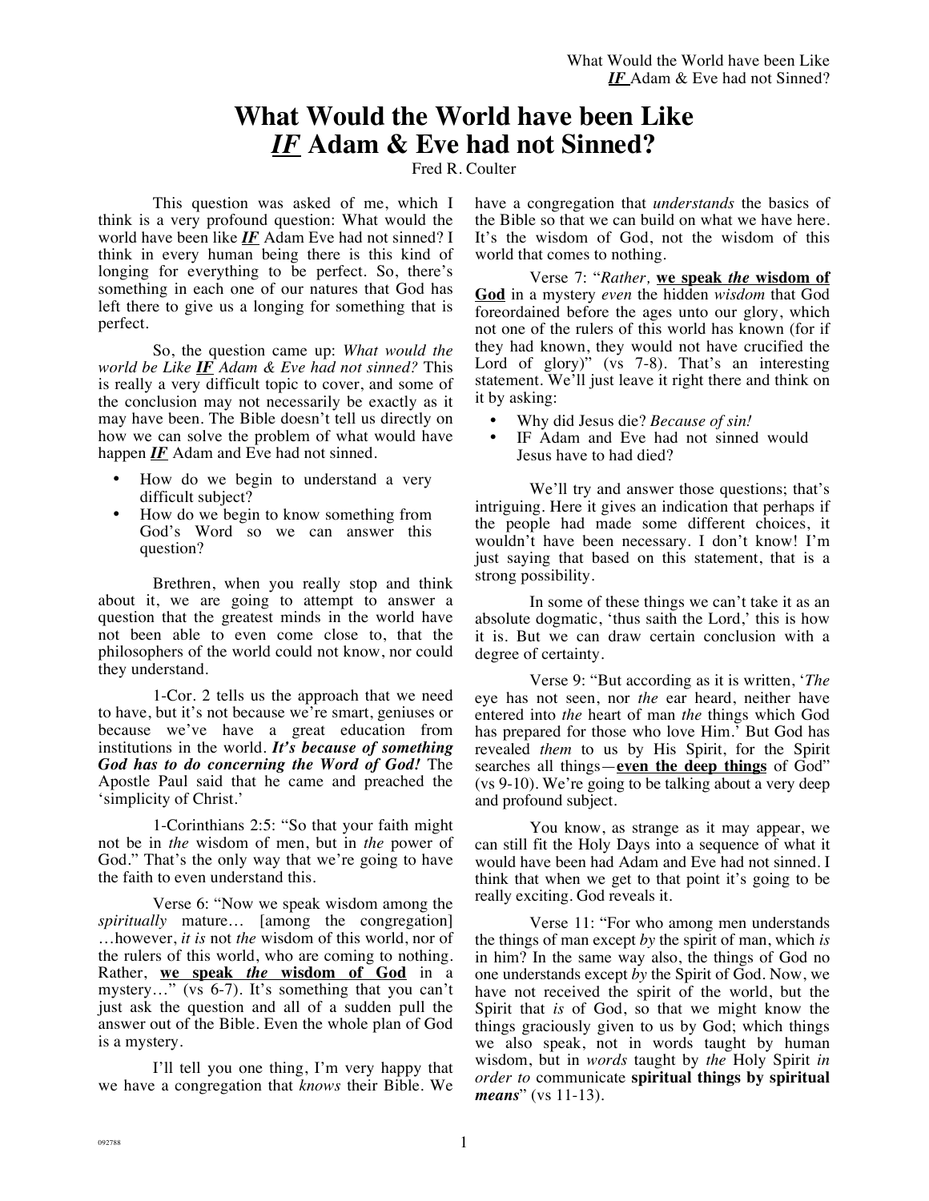# What Would the World have been Like *IF* Adam & Eve had not Sinned?

Fred R. Coulter

This question was asked of me, which I think is a very profound question: What would the world have been like ***IF*** Adam Eve had not sinned? I think in every human being there is this kind of longing for everything to be perfect. So, there's something in each one of our natures that God has left there to give us a longing for something that is perfect.

So, the question came up: *What would the world be Like **IF** Adam & Eve had not sinned?* This is really a very difficult topic to cover, and some of the conclusion may not necessarily be exactly as it may have been. The Bible doesn't tell us directly on how we can solve the problem of what would have happen ***IF*** Adam and Eve had not sinned.

- How do we begin to understand a very difficult subject?
- How do we begin to know something from God's Word so we can answer this question?

Brethren, when you really stop and think about it, we are going to attempt to answer a question that the greatest minds in the world have not been able to even come close to, that the philosophers of the world could not know, nor could they understand.

1-Cor. 2 tells us the approach that we need to have, but it's not because we're smart, geniuses or because we've have a great education from institutions in the world. ***It's because of something God has to do concerning the Word of God!*** The Apostle Paul said that he came and preached the 'simplicity of Christ.'

1-Corinthians 2:5: "So that your faith might not be in *the* wisdom of men, but in *the* power of God." That's the only way that we're going to have the faith to even understand this.

Verse 6: "Now we speak wisdom among the *spiritually* mature… [among the congregation] …however, *it is* not *the* wisdom of this world, nor of the rulers of this world, who are coming to nothing. Rather, **we speak *the* wisdom of God** in a mystery…" (vs 6-7). It's something that you can't just ask the question and all of a sudden pull the answer out of the Bible. Even the whole plan of God is a mystery.

I'll tell you one thing, I'm very happy that we have a congregation that *knows* their Bible. We have a congregation that *understands* the basics of the Bible so that we can build on what we have here. It's the wisdom of God, not the wisdom of this world that comes to nothing.

Verse 7: "*Rather,* **we speak *the* wisdom of God** in a mystery *even* the hidden *wisdom* that God foreordained before the ages unto our glory, which not one of the rulers of this world has known (for if they had known, they would not have crucified the Lord of glory)" (vs 7-8). That's an interesting statement. We'll just leave it right there and think on it by asking:

- Why did Jesus die? *Because of sin!*
- IF Adam and Eve had not sinned would Jesus have to had died?

We'll try and answer those questions; that's intriguing. Here it gives an indication that perhaps if the people had made some different choices, it wouldn't have been necessary. I don't know! I'm just saying that based on this statement, that is a strong possibility.

In some of these things we can't take it as an absolute dogmatic, 'thus saith the Lord,' this is how it is. But we can draw certain conclusion with a degree of certainty.

Verse 9: "But according as it is written, '*The* eye has not seen, nor *the* ear heard, neither have entered into *the* heart of man *the* things which God has prepared for those who love Him.' But God has revealed *them* to us by His Spirit, for the Spirit searches all things—**even the deep things** of God" (vs 9-10). We're going to be talking about a very deep and profound subject.

You know, as strange as it may appear, we can still fit the Holy Days into a sequence of what it would have been had Adam and Eve had not sinned. I think that when we get to that point it's going to be really exciting. God reveals it.

Verse 11: "For who among men understands the things of man except *by* the spirit of man, which *is* in him? In the same way also, the things of God no one understands except *by* the Spirit of God. Now, we have not received the spirit of the world, but the Spirit that *is* of God, so that we might know the things graciously given to us by God; which things we also speak, not in words taught by human wisdom, but in *words* taught by *the* Holy Spirit *in order to* communicate **spiritual things by spiritual *means*"** (vs 11-13).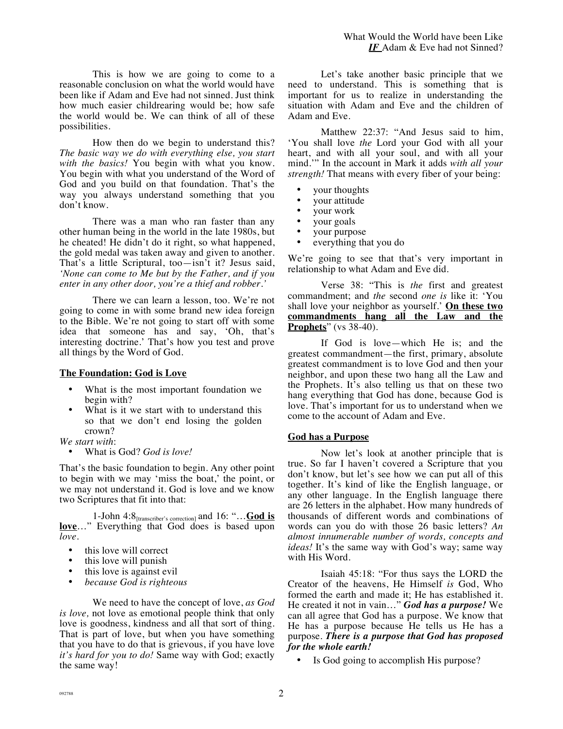This is how we are going to come to a reasonable conclusion on what the world would have been like if Adam and Eve had not sinned. Just think how much easier childrearing would be; how safe the world would be. We can think of all of these possibilities.

How then do we begin to understand this? *The basic way we do with everything else, you start with the basics!* You begin with what you know. You begin with what you understand of the Word of God and you build on that foundation. That's the way you always understand something that you don't know.

There was a man who ran faster than any other human being in the world in the late 1980s, but he cheated! He didn't do it right, so what happened, the gold medal was taken away and given to another. That's a little Scriptural, too—isn't it? Jesus said, *'None can come to Me but by the Father, and if you enter in any other door, you're a thief and robber.'*

There we can learn a lesson, too. We're not going to come in with some brand new idea foreign to the Bible. We're not going to start off with some idea that someone has and say, 'Oh, that's interesting doctrine.' That's how you test and prove all things by the Word of God.

**The Foundation: God is Love**

- What is the most important foundation we begin with?
- What is it we start with to understand this so that we don't end losing the golden crown?

*We start with*:

- What is God? *God is love!*

That's the basic foundation to begin. Any other point to begin with we may 'miss the boat,' the point, or we may not understand it. God is love and we know two Scriptures that fit into that:

1-John 4:8[transcriber's correction] and 16: "…**God is love**…" Everything that God does is based upon *love*.

- this love will correct
- this love will punish
- this love is against evil
- *because God is righteous*

We need to have the concept of love, *as God is love,* not love as emotional people think that only love is goodness, kindness and all that sort of thing. That is part of love, but when you have something that you have to do that is grievous, if you have love *it's hard for you to do!* Same way with God; exactly the same way!

Let's take another basic principle that we need to understand. This is something that is important for us to realize in understanding the situation with Adam and Eve and the children of Adam and Eve.

Matthew 22:37: "And Jesus said to him, 'You shall love *the* Lord your God with all your heart, and with all your soul, and with all your mind.'" In the account in Mark it adds *with all your strength!* That means with every fiber of your being:

- your thoughts
- your attitude
- your work
- your goals
- your purpose
- everything that you do

We're going to see that that's very important in relationship to what Adam and Eve did.

Verse 38: "This is *the* first and greatest commandment; and *the* second *one is* like it: 'You shall love your neighbor as yourself.' **On these two commandments hang all the Law and the Prophets**" (vs 38-40).

If God is love—which He is; and the greatest commandment—the first, primary, absolute greatest commandment is to love God and then your neighbor, and upon these two hang all the Law and the Prophets. It's also telling us that on these two hang everything that God has done, because God is love. That's important for us to understand when we come to the account of Adam and Eve.

**God has a Purpose**

Now let's look at another principle that is true. So far I haven't covered a Scripture that you don't know, but let's see how we can put all of this together. It's kind of like the English language, or any other language. In the English language there are 26 letters in the alphabet. How many hundreds of thousands of different words and combinations of words can you do with those 26 basic letters? *An almost innumerable number of words, concepts and ideas!* It's the same way with God's way; same way with His Word.

Isaiah 45:18: "For thus says the LORD the Creator of the heavens, He Himself *is* God, Who formed the earth and made it; He has established it. He created it not in vain…" ***God has a purpose!*** We can all agree that God has a purpose. We know that He has a purpose because He tells us He has a purpose. ***There is a purpose that God has proposed for the whole earth!***

- Is God going to accomplish His purpose?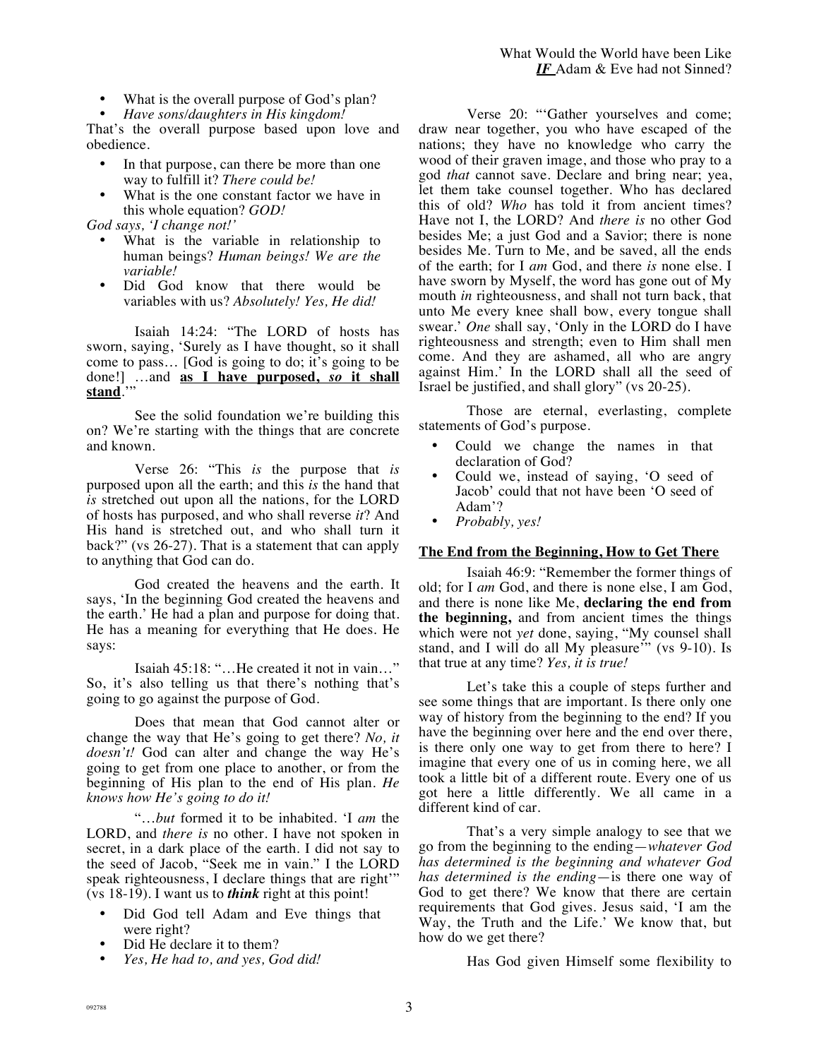- What is the overall purpose of God's plan?
- *Have sons/daughters in His kingdom!*

That's the overall purpose based upon love and obedience.

- In that purpose, can there be more than one way to fulfill it? *There could be!*
- What is the one constant factor we have in this whole equation? *GOD!*

*God says, 'I change not!'*

- What is the variable in relationship to human beings? *Human beings! We are the variable!*
- Did God know that there would be variables with us? *Absolutely! Yes, He did!*

Isaiah 14:24: "The LORD of hosts has sworn, saying, 'Surely as I have thought, so it shall come to pass… [God is going to do; it's going to be done!] …and **as I have purposed, *so* it shall stand**.'"

See the solid foundation we're building this on? We're starting with the things that are concrete and known.

Verse 26: "This *is* the purpose that *is* purposed upon all the earth; and this *is* the hand that *is* stretched out upon all the nations, for the LORD of hosts has purposed, and who shall reverse *it*? And His hand is stretched out, and who shall turn it back?" (vs 26-27). That is a statement that can apply to anything that God can do.

God created the heavens and the earth. It says, 'In the beginning God created the heavens and the earth.' He had a plan and purpose for doing that. He has a meaning for everything that He does. He says:

Isaiah 45:18: "…He created it not in vain…" So, it's also telling us that there's nothing that's going to go against the purpose of God.

Does that mean that God cannot alter or change the way that He's going to get there? *No, it doesn't!* God can alter and change the way He's going to get from one place to another, or from the beginning of His plan to the end of His plan. *He knows how He's going to do it!*

"…*but* formed it to be inhabited. 'I *am* the LORD, and *there is* no other. I have not spoken in secret, in a dark place of the earth. I did not say to the seed of Jacob, "Seek me in vain." I the LORD speak righteousness, I declare things that are right'" (vs 18-19). I want us to ***think*** right at this point!

- Did God tell Adam and Eve things that were right?
- Did He declare it to them?
- *Yes, He had to, and yes, God did!*

Verse 20: "'Gather yourselves and come; draw near together, you who have escaped of the nations; they have no knowledge who carry the wood of their graven image, and those who pray to a god *that* cannot save. Declare and bring near; yea, let them take counsel together. Who has declared this of old? *Who* has told it from ancient times? Have not I, the LORD? And *there is* no other God besides Me; a just God and a Savior; there is none besides Me. Turn to Me, and be saved, all the ends of the earth; for I *am* God, and there *is* none else. I have sworn by Myself, the word has gone out of My mouth *in* righteousness, and shall not turn back, that unto Me every knee shall bow, every tongue shall swear.' *One* shall say, 'Only in the LORD do I have righteousness and strength; even to Him shall men come. And they are ashamed, all who are angry against Him.' In the LORD shall all the seed of Israel be justified, and shall glory" (vs 20-25).

Those are eternal, everlasting, complete statements of God's purpose.

- Could we change the names in that declaration of God?
- Could we, instead of saying, 'O seed of Jacob' could that not have been 'O seed of Adam'?
- *Probably, yes!*

## The End from the Beginning, How to Get There

Isaiah 46:9: "Remember the former things of old; for I *am* God, and there is none else, I am God, and there is none like Me, **declaring the end from the beginning,** and from ancient times the things which were not *yet* done, saying, "My counsel shall stand, and I will do all My pleasure'" (vs 9-10). Is that true at any time? *Yes, it is true!*

Let's take this a couple of steps further and see some things that are important. Is there only one way of history from the beginning to the end? If you have the beginning over here and the end over there, is there only one way to get from there to here? I imagine that every one of us in coming here, we all took a little bit of a different route. Every one of us got here a little differently. We all came in a different kind of car.

That's a very simple analogy to see that we go from the beginning to the ending—*whatever God has determined is the beginning and whatever God has determined is the ending*—is there one way of God to get there? We know that there are certain requirements that God gives. Jesus said, 'I am the Way, the Truth and the Life.' We know that, but how do we get there?

Has God given Himself some flexibility to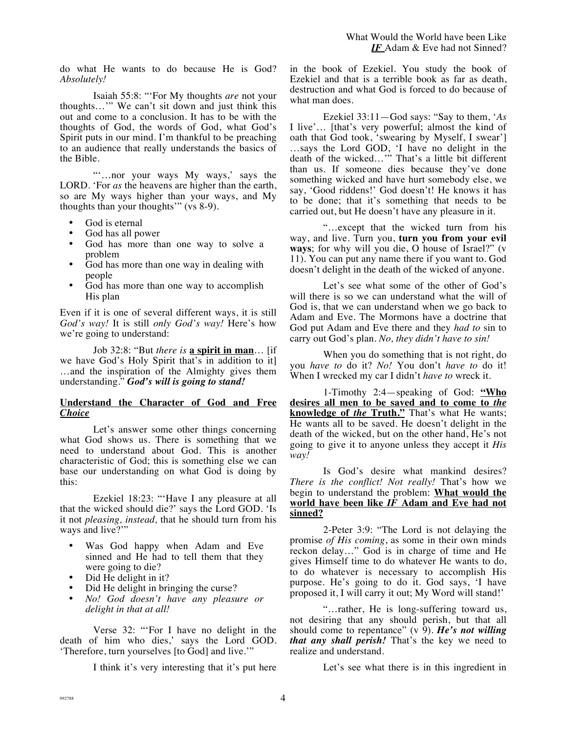do what He wants to do because He is God? *Absolutely!*

Isaiah 55:8: "'For My thoughts *are* not your thoughts…'" We can't sit down and just think this out and come to a conclusion. It has to be with the thoughts of God, the words of God, what God's Spirit puts in our mind. I'm thankful to be preaching to an audience that really understands the basics of the Bible.

"'…nor your ways My ways,' says the LORD. 'For *as* the heavens are higher than the earth, so are My ways higher than your ways, and My thoughts than your thoughts'" (vs 8-9).

- God is eternal
- God has all power
- God has more than one way to solve a problem
- God has more than one way in dealing with people
- God has more than one way to accomplish His plan

Even if it is one of several different ways, it is still *God's way!* It is still *only God's way!* Here's how we're going to understand:

Job 32:8: "But *there is* **a spirit in man**… [if we have God's Holy Spirit that's in addition to it] …and the inspiration of the Almighty gives them understanding." ***God's will is going to stand!***

**Understand the Character of God and Free *Choice***

Let's answer some other things concerning what God shows us. There is something that we need to understand about God. This is another characteristic of God; this is something else we can base our understanding on what God is doing by this:

Ezekiel 18:23: "'Have I any pleasure at all that the wicked should die?' says the Lord GOD. 'Is it not *pleasing, instead,* that he should turn from his ways and live?'"

- Was God happy when Adam and Eve sinned and He had to tell them that they were going to die?
- Did He delight in it?
- Did He delight in bringing the curse?
- *No! God doesn't have any pleasure or delight in that at all!*

Verse 32: "'For I have no delight in the death of him who dies,' says the Lord GOD. 'Therefore, turn yourselves [to God] and live.'"

I think it's very interesting that it's put here in the book of Ezekiel. You study the book of Ezekiel and that is a terrible book as far as death, destruction and what God is forced to do because of what man does.

Ezekiel 33:11—God says: "Say to them, '*As* I live'… [that's very powerful; almost the kind of oath that God took, 'swearing by Myself, I swear'] …says the Lord GOD, 'I have no delight in the death of the wicked…'" That's a little bit different than us. If someone dies because they've done something wicked and have hurt somebody else, we say, 'Good riddens!' God doesn't! He knows it has to be done; that it's something that needs to be carried out, but He doesn't have any pleasure in it.

"…except that the wicked turn from his way, and live. Turn you, **turn you from your evil ways**; for why will you die, O house of Israel?" (v 11). You can put any name there if you want to. God doesn't delight in the death of the wicked of anyone.

Let's see what some of the other of God's will there is so we can understand what the will of God is, that we can understand when we go back to Adam and Eve. The Mormons have a doctrine that God put Adam and Eve there and they *had to* sin to carry out God's plan. *No, they didn't have to sin!*

When you do something that is not right, do you *have to* do it? *No!* You don't *have to* do it! When I wrecked my car I didn't *have to* wreck it.

1-Timothy 2:4—speaking of God: **"Who desires all men to be saved and to come to *the* knowledge of *the* Truth."** That's what He wants; He wants all to be saved. He doesn't delight in the death of the wicked, but on the other hand, He's not going to give it to anyone unless they accept it *His way!*

Is God's desire what mankind desires? *There is the conflict! Not really!* That's how we begin to understand the problem: **What would the world have been like *IF* Adam and Eve had not sinned?**

2-Peter 3:9: "The Lord is not delaying the promise *of His coming*, as some in their own minds reckon delay…" God is in charge of time and He gives Himself time to do whatever He wants to do, to do whatever is necessary to accomplish His purpose. He's going to do it. God says, 'I have proposed it, I will carry it out; My Word will stand!'

"…rather, He is long-suffering toward us, not desiring that any should perish, but that all should come to repentance" (v 9). ***He's not willing that any shall perish!*** That's the key we need to realize and understand.

Let's see what there is in this ingredient in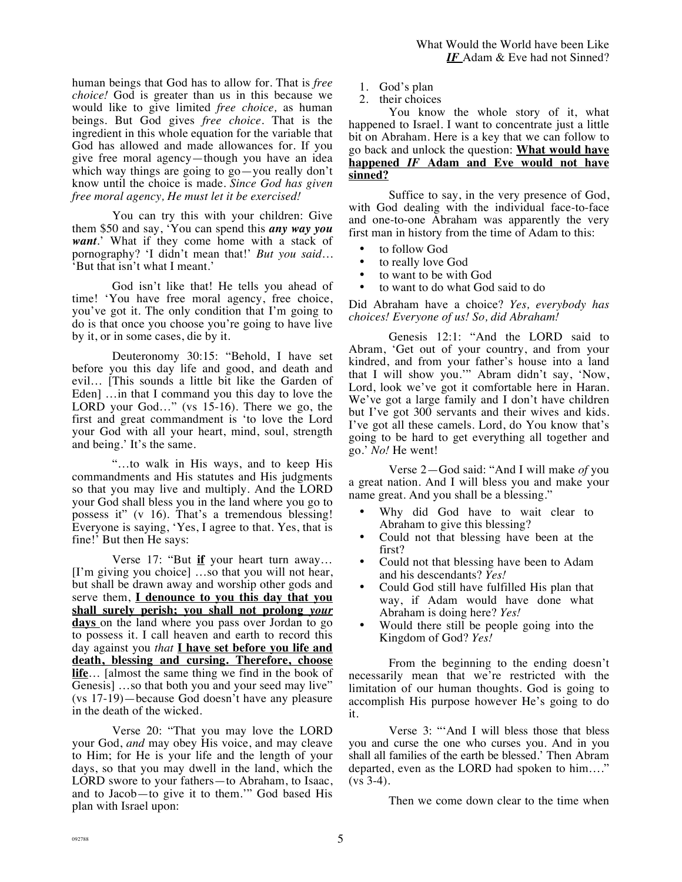human beings that God has to allow for. That is *free choice!* God is greater than us in this because we would like to give limited *free choice,* as human beings. But God gives *free choice*. That is the ingredient in this whole equation for the variable that God has allowed and made allowances for. If you give free moral agency—though you have an idea which way things are going to go—you really don't know until the choice is made. *Since God has given free moral agency, He must let it be exercised!*

You can try this with your children: Give them $50 and say, 'You can spend this ***any way you want***.' What if they come home with a stack of pornography? 'I didn't mean that!' *But you said…* 'But that isn't what I meant.'

God isn't like that! He tells you ahead of time! 'You have free moral agency, free choice, you've got it. The only condition that I'm going to do is that once you choose you're going to have live by it, or in some cases, die by it.

Deuteronomy 30:15: "Behold, I have set before you this day life and good, and death and evil… [This sounds a little bit like the Garden of Eden] …in that I command you this day to love the LORD your God…" (vs 15-16). There we go, the first and great commandment is 'to love the Lord your God with all your heart, mind, soul, strength and being.' It's the same.

"…to walk in His ways, and to keep His commandments and His statutes and His judgments so that you may live and multiply. And the LORD your God shall bless you in the land where you go to possess it" (v 16). That's a tremendous blessing! Everyone is saying, 'Yes, I agree to that. Yes, that is fine!' But then He says:

Verse 17: "But **<u>if</u>** your heart turn away… [I'm giving you choice] …so that you will not hear, but shall be drawn away and worship other gods and serve them, **<u>I denounce to you this day that you shall surely perish; you shall not prolong *your* days</u>** on the land where you pass over Jordan to go to possess it. I call heaven and earth to record this day against you *that* **<u>I have set before you life and death, blessing and cursing. Therefore, choose life</u>**… [almost the same thing we find in the book of Genesis] …so that both you and your seed may live" (vs 17-19)—because God doesn't have any pleasure in the death of the wicked.

Verse 20: "That you may love the LORD your God, *and* may obey His voice, and may cleave to Him; for He is your life and the length of your days, so that you may dwell in the land, which the LORD swore to your fathers—to Abraham, to Isaac, and to Jacob—to give it to them.'" God based His plan with Israel upon:

1. God's plan
2. their choices

You know the whole story of it, what happened to Israel. I want to concentrate just a little bit on Abraham. Here is a key that we can follow to go back and unlock the question: **<u>What would have happened *IF* Adam and Eve would not have sinned?</u>**

Suffice to say, in the very presence of God, with God dealing with the individual face-to-face and one-to-one Abraham was apparently the very first man in history from the time of Adam to this:

- to follow God
- to really love God
- to want to be with God
- to want to do what God said to do

Did Abraham have a choice? *Yes, everybody has choices! Everyone of us! So, did Abraham!*

Genesis 12:1: "And the LORD said to Abram, 'Get out of your country, and from your kindred, and from your father's house into a land that I will show you.'" Abram didn't say, 'Now, Lord, look we've got it comfortable here in Haran. We've got a large family and I don't have children but I've got 300 servants and their wives and kids. I've got all these camels. Lord, do You know that's going to be hard to get everything all together and go.' *No!* He went!

Verse 2—God said: "And I will make *of* you a great nation. And I will bless you and make your name great. And you shall be a blessing."

- Why did God have to wait clear to Abraham to give this blessing?
- Could not that blessing have been at the first?
- Could not that blessing have been to Adam and his descendants? *Yes!*
- Could God still have fulfilled His plan that way, if Adam would have done what Abraham is doing here? *Yes!*
- Would there still be people going into the Kingdom of God? *Yes!*

From the beginning to the ending doesn't necessarily mean that we're restricted with the limitation of our human thoughts. God is going to accomplish His purpose however He's going to do it.

Verse 3: "'And I will bless those that bless you and curse the one who curses you. And in you shall all families of the earth be blessed.' Then Abram departed, even as the LORD had spoken to him…." (vs 3-4).

Then we come down clear to the time when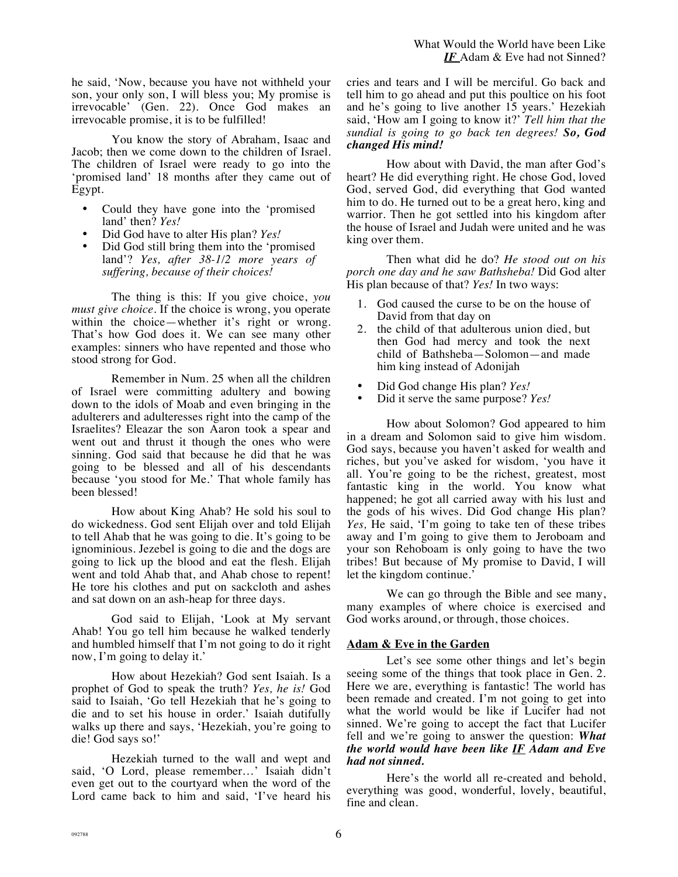he said, 'Now, because you have not withheld your son, your only son, I will bless you; My promise is irrevocable' (Gen. 22). Once God makes an irrevocable promise, it is to be fulfilled!

You know the story of Abraham, Isaac and Jacob; then we come down to the children of Israel. The children of Israel were ready to go into the 'promised land' 18 months after they came out of Egypt.

- Could they have gone into the 'promised land' then? *Yes!*
- Did God have to alter His plan? *Yes!*
- Did God still bring them into the 'promised land'? *Yes, after 38-1/2 more years of suffering, because of their choices!*

The thing is this: If you give choice, *you must give choice*. If the choice is wrong, you operate within the choice—whether it's right or wrong. That's how God does it. We can see many other examples: sinners who have repented and those who stood strong for God.

Remember in Num. 25 when all the children of Israel were committing adultery and bowing down to the idols of Moab and even bringing in the adulterers and adulteresses right into the camp of the Israelites? Eleazar the son Aaron took a spear and went out and thrust it though the ones who were sinning. God said that because he did that he was going to be blessed and all of his descendants because 'you stood for Me.' That whole family has been blessed!

How about King Ahab? He sold his soul to do wickedness. God sent Elijah over and told Elijah to tell Ahab that he was going to die. It's going to be ignominious. Jezebel is going to die and the dogs are going to lick up the blood and eat the flesh. Elijah went and told Ahab that, and Ahab chose to repent! He tore his clothes and put on sackcloth and ashes and sat down on an ash-heap for three days.

God said to Elijah, 'Look at My servant Ahab! You go tell him because he walked tenderly and humbled himself that I'm not going to do it right now, I'm going to delay it.'

How about Hezekiah? God sent Isaiah. Is a prophet of God to speak the truth? *Yes, he is!* God said to Isaiah, 'Go tell Hezekiah that he's going to die and to set his house in order.' Isaiah dutifully walks up there and says, 'Hezekiah, you're going to die! God says so!'

Hezekiah turned to the wall and wept and said, 'O Lord, please remember…' Isaiah didn't even get out to the courtyard when the word of the Lord came back to him and said, 'I've heard his cries and tears and I will be merciful. Go back and tell him to go ahead and put this poultice on his foot and he's going to live another 15 years.' Hezekiah said, 'How am I going to know it?' *Tell him that the sundial is going to go back ten degrees!* ***So, God changed His mind!***

How about with David, the man after God's heart? He did everything right. He chose God, loved God, served God, did everything that God wanted him to do. He turned out to be a great hero, king and warrior. Then he got settled into his kingdom after the house of Israel and Judah were united and he was king over them.

Then what did he do? *He stood out on his porch one day and he saw Bathsheba!* Did God alter His plan because of that? *Yes!* In two ways:

1. God caused the curse to be on the house of David from that day on
2. the child of that adulterous union died, but then God had mercy and took the next child of Bathsheba—Solomon—and made him king instead of Adonijah

- Did God change His plan? *Yes!*
- Did it serve the same purpose? *Yes!*

How about Solomon? God appeared to him in a dream and Solomon said to give him wisdom. God says, because you haven't asked for wealth and riches, but you've asked for wisdom, 'you have it all. You're going to be the richest, greatest, most fantastic king in the world. You know what happened; he got all carried away with his lust and the gods of his wives. Did God change His plan? *Yes,* He said, 'I'm going to take ten of these tribes away and I'm going to give them to Jeroboam and your son Rehoboam is only going to have the two tribes! But because of My promise to David, I will let the kingdom continue.'

We can go through the Bible and see many, many examples of where choice is exercised and God works around, or through, those choices.

## Adam & Eve in the Garden

Let's see some other things and let's begin seeing some of the things that took place in Gen. 2. Here we are, everything is fantastic! The world has been remade and created. I'm not going to get into what the world would be like if Lucifer had not sinned. We're going to accept the fact that Lucifer fell and we're going to answer the question: ***What the world would have been like IF Adam and Eve had not sinned.***

Here's the world all re-created and behold, everything was good, wonderful, lovely, beautiful, fine and clean.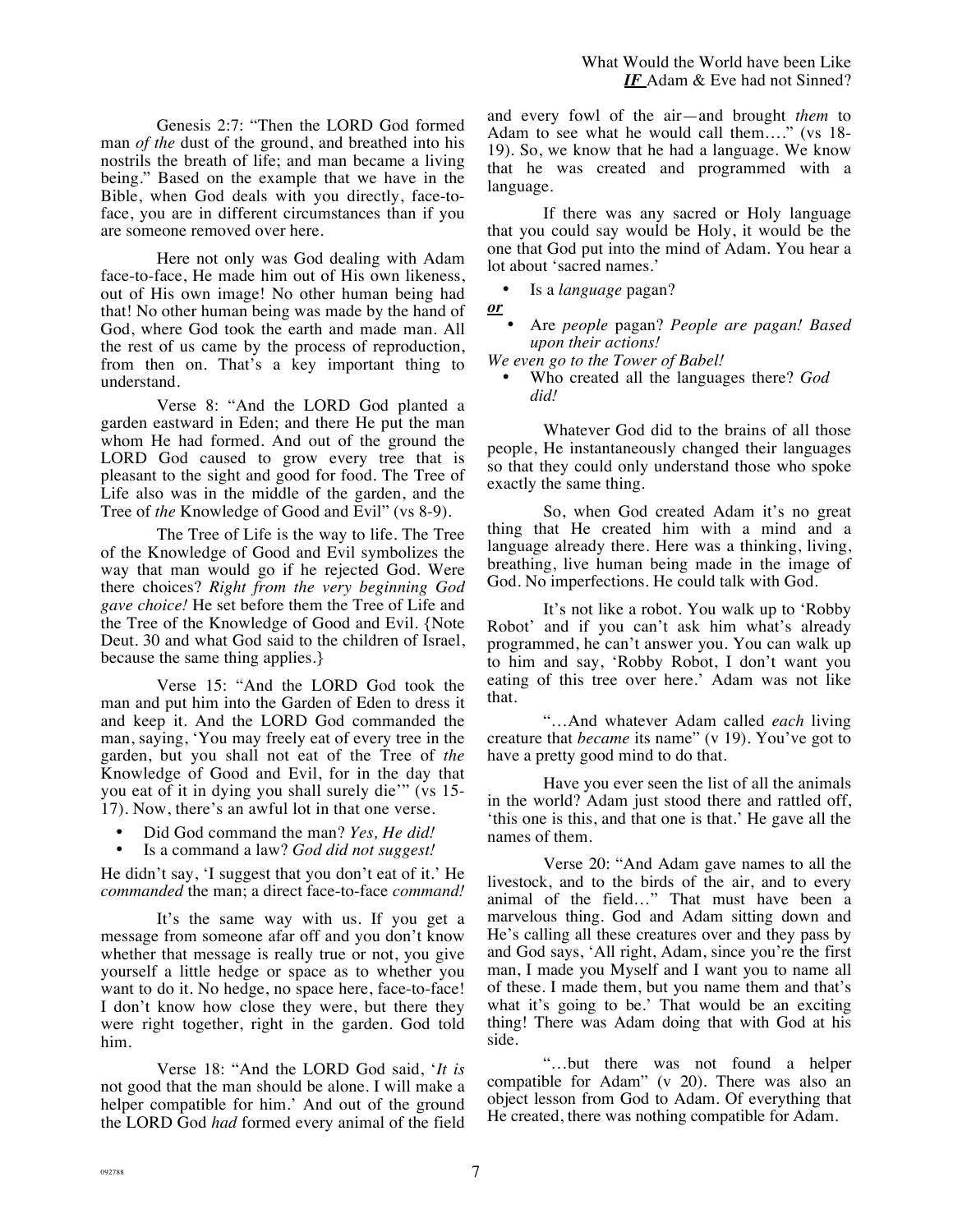Genesis 2:7: "Then the LORD God formed man *of the* dust of the ground, and breathed into his nostrils the breath of life; and man became a living being." Based on the example that we have in the Bible, when God deals with you directly, face-to-face, you are in different circumstances than if you are someone removed over here.

Here not only was God dealing with Adam face-to-face, He made him out of His own likeness, out of His own image! No other human being had that! No other human being was made by the hand of God, where God took the earth and made man. All the rest of us came by the process of reproduction, from then on. That's a key important thing to understand.

Verse 8: "And the LORD God planted a garden eastward in Eden; and there He put the man whom He had formed. And out of the ground the LORD God caused to grow every tree that is pleasant to the sight and good for food. The Tree of Life also was in the middle of the garden, and the Tree of *the* Knowledge of Good and Evil" (vs 8-9).

The Tree of Life is the way to life. The Tree of the Knowledge of Good and Evil symbolizes the way that man would go if he rejected God. Were there choices? *Right from the very beginning God gave choice!* He set before them the Tree of Life and the Tree of the Knowledge of Good and Evil. {Note Deut. 30 and what God said to the children of Israel, because the same thing applies.}

Verse 15: "And the LORD God took the man and put him into the Garden of Eden to dress it and keep it. And the LORD God commanded the man, saying, 'You may freely eat of every tree in the garden, but you shall not eat of the Tree of *the* Knowledge of Good and Evil, for in the day that you eat of it in dying you shall surely die'" (vs 15-17). Now, there's an awful lot in that one verse.

- Did God command the man? *Yes, He did!*
- Is a command a law? *God did not suggest!*

He didn't say, 'I suggest that you don't eat of it.' He *commanded* the man; a direct face-to-face *command!*

It's the same way with us. If you get a message from someone afar off and you don't know whether that message is really true or not, you give yourself a little hedge or space as to whether you want to do it. No hedge, no space here, face-to-face! I don't know how close they were, but there they were right together, right in the garden. God told him.

Verse 18: "And the LORD God said, '*It is* not good that the man should be alone. I will make a helper compatible for him.' And out of the ground the LORD God *had* formed every animal of the field and every fowl of the air—and brought *them* to Adam to see what he would call them…." (vs 18-19). So, we know that he had a language. We know that he was created and programmed with a language.

If there was any sacred or Holy language that you could say would be Holy, it would be the one that God put into the mind of Adam. You hear a lot about 'sacred names.'

- Is a *language* pagan?

***or***

- Are *people* pagan? *People are pagan! Based upon their actions!*

*We even go to the Tower of Babel!*

- Who created all the languages there? *God did!*

Whatever God did to the brains of all those people, He instantaneously changed their languages so that they could only understand those who spoke exactly the same thing.

So, when God created Adam it's no great thing that He created him with a mind and a language already there. Here was a thinking, living, breathing, live human being made in the image of God. No imperfections. He could talk with God.

It's not like a robot. You walk up to 'Robby Robot' and if you can't ask him what's already programmed, he can't answer you. You can walk up to him and say, 'Robby Robot, I don't want you eating of this tree over here.' Adam was not like that.

"…And whatever Adam called *each* living creature that *became* its name" (v 19). You've got to have a pretty good mind to do that.

Have you ever seen the list of all the animals in the world? Adam just stood there and rattled off, 'this one is this, and that one is that.' He gave all the names of them.

Verse 20: "And Adam gave names to all the livestock, and to the birds of the air, and to every animal of the field…" That must have been a marvelous thing. God and Adam sitting down and He's calling all these creatures over and they pass by and God says, 'All right, Adam, since you're the first man, I made you Myself and I want you to name all of these. I made them, but you name them and that's what it's going to be.' That would be an exciting thing! There was Adam doing that with God at his side.

"…but there was not found a helper compatible for Adam" (v 20). There was also an object lesson from God to Adam. Of everything that He created, there was nothing compatible for Adam.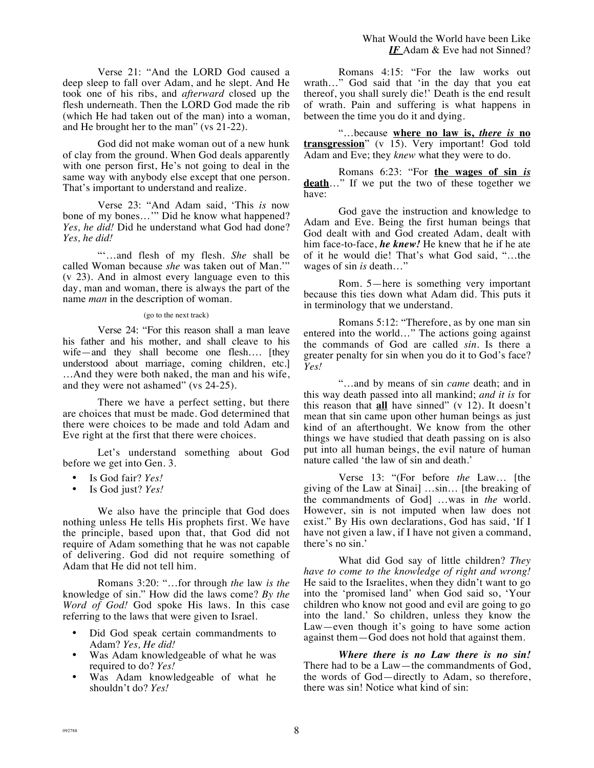Verse 21: "And the LORD God caused a deep sleep to fall over Adam, and he slept. And He took one of his ribs, and *afterward* closed up the flesh underneath. Then the LORD God made the rib (which He had taken out of the man) into a woman, and He brought her to the man" (vs 21-22).

God did not make woman out of a new hunk of clay from the ground. When God deals apparently with one person first, He's not going to deal in the same way with anybody else except that one person. That's important to understand and realize.

Verse 23: "And Adam said, 'This *is* now bone of my bones…'" Did he know what happened? *Yes, he did!* Did he understand what God had done? *Yes, he did!*

"'…and flesh of my flesh. *She* shall be called Woman because *she* was taken out of Man.'" (v 23). And in almost every language even to this day, man and woman, there is always the part of the name *man* in the description of woman.

(go to the next track)

Verse 24: "For this reason shall a man leave his father and his mother, and shall cleave to his wife—and they shall become one flesh…. [they understood about marriage, coming children, etc.] …And they were both naked, the man and his wife, and they were not ashamed" (vs 24-25).

There we have a perfect setting, but there are choices that must be made. God determined that there were choices to be made and told Adam and Eve right at the first that there were choices.

Let's understand something about God before we get into Gen. 3.

- Is God fair? *Yes!*
- Is God just? *Yes!*

We also have the principle that God does nothing unless He tells His prophets first. We have the principle, based upon that, that God did not require of Adam something that he was not capable of delivering. God did not require something of Adam that He did not tell him.

Romans 3:20: "…for through *the* law *is the* knowledge of sin." How did the laws come? *By the Word of God!* God spoke His laws. In this case referring to the laws that were given to Israel.

- Did God speak certain commandments to Adam? *Yes, He did!*
- Was Adam knowledgeable of what he was required to do? *Yes!*
- Was Adam knowledgeable of what he shouldn't do? *Yes!*

Romans 4:15: "For the law works out wrath…" God said that 'in the day that you eat thereof, you shall surely die!' Death is the end result of wrath. Pain and suffering is what happens in between the time you do it and dying.

"…because **where no law is, *there is* no transgression**" (v 15). Very important! God told Adam and Eve; they *knew* what they were to do.

Romans 6:23: "For **the wages of sin *is* death**…" If we put the two of these together we have:

God gave the instruction and knowledge to Adam and Eve. Being the first human beings that God dealt with and God created Adam, dealt with him face-to-face, ***he knew!*** He knew that he if he ate of it he would die! That's what God said, "…the wages of sin *is* death…"

Rom. 5—here is something very important because this ties down what Adam did. This puts it in terminology that we understand.

Romans 5:12: "Therefore, as by one man sin entered into the world…" The actions going against the commands of God are called *sin*. Is there a greater penalty for sin when you do it to God's face? *Yes!*

"…and by means of sin *came* death; and in this way death passed into all mankind; *and it is* for this reason that **all** have sinned" (v 12). It doesn't mean that sin came upon other human beings as just kind of an afterthought. We know from the other things we have studied that death passing on is also put into all human beings, the evil nature of human nature called 'the law of sin and death.'

Verse 13: "(For before *the* Law… [the giving of the Law at Sinai] …sin… [the breaking of the commandments of God] …was in *the* world. However, sin is not imputed when law does not exist." By His own declarations, God has said, 'If I have not given a law, if I have not given a command, there's no sin.'

What did God say of little children? *They have to come to the knowledge of right and wrong!* He said to the Israelites, when they didn't want to go into the 'promised land' when God said so, 'Your children who know not good and evil are going to go into the land.' So children, unless they know the Law—even though it's going to have some action against them—God does not hold that against them.

***Where there is no Law there is no sin!*** There had to be a Law—the commandments of God, the words of God—directly to Adam, so therefore, there was sin! Notice what kind of sin: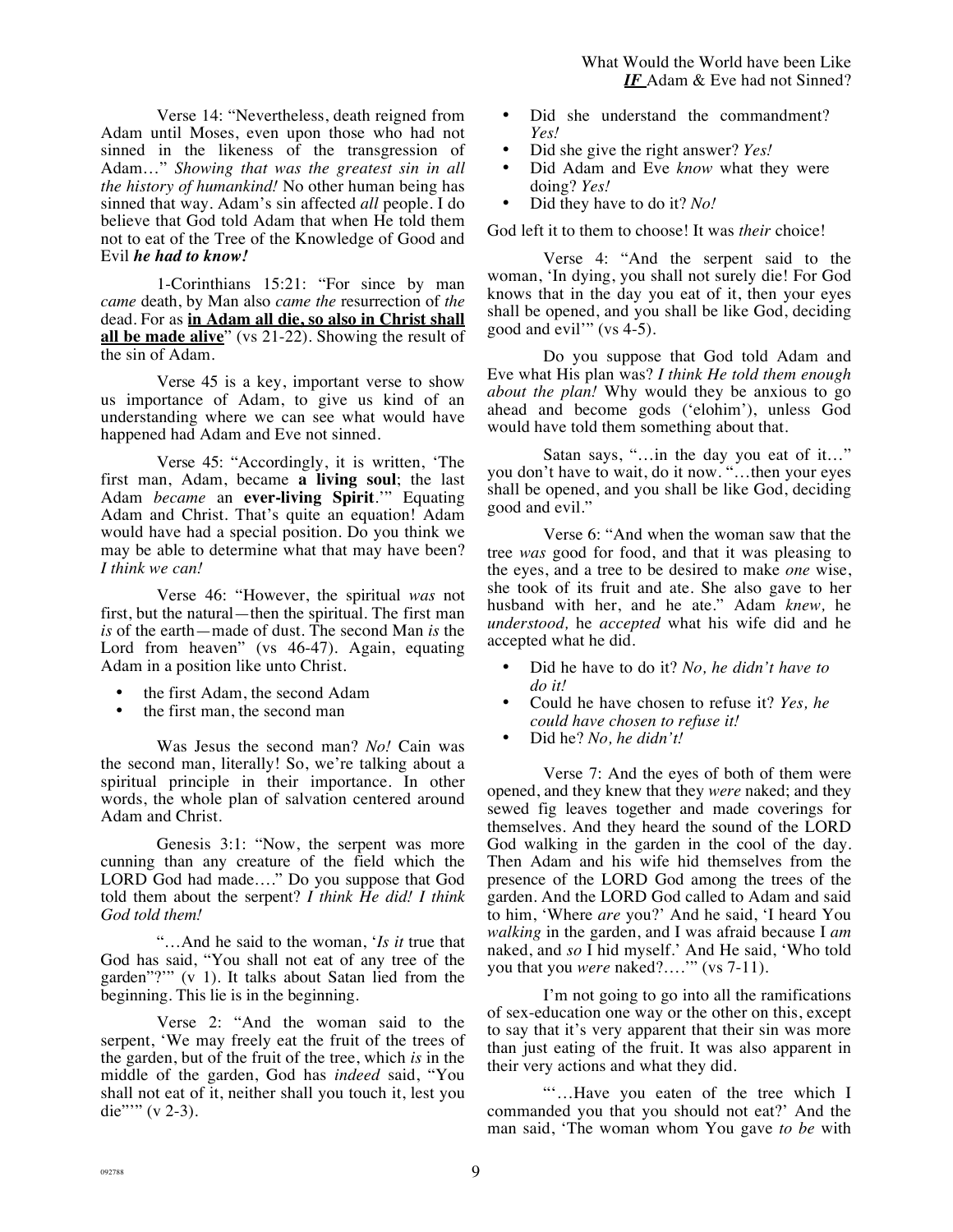Verse 14: "Nevertheless, death reigned from Adam until Moses, even upon those who had not sinned in the likeness of the transgression of Adam…" *Showing that was the greatest sin in all the history of humankind!* No other human being has sinned that way. Adam's sin affected *all* people. I do believe that God told Adam that when He told them not to eat of the Tree of the Knowledge of Good and Evil ***he had to know!***

1-Corinthians 15:21: "For since by man *came* death, by Man also *came the* resurrection of *the* dead. For as **<u>in Adam all die, so also in Christ shall all be made alive</u>**" (vs 21-22). Showing the result of the sin of Adam.

Verse 45 is a key, important verse to show us importance of Adam, to give us kind of an understanding where we can see what would have happened had Adam and Eve not sinned.

Verse 45: "Accordingly, it is written, 'The first man, Adam, became **a living soul**; the last Adam *became* an **ever-living Spirit**.'" Equating Adam and Christ. That's quite an equation! Adam would have had a special position. Do you think we may be able to determine what that may have been? *I think we can!*

Verse 46: "However, the spiritual *was* not first, but the natural—then the spiritual. The first man *is* of the earth—made of dust. The second Man *is* the Lord from heaven" (vs 46-47). Again, equating Adam in a position like unto Christ.

- the first Adam, the second Adam
- the first man, the second man

Was Jesus the second man? *No!* Cain was the second man, literally! So, we're talking about a spiritual principle in their importance. In other words, the whole plan of salvation centered around Adam and Christ.

Genesis 3:1: "Now, the serpent was more cunning than any creature of the field which the LORD God had made…." Do you suppose that God told them about the serpent? *I think He did! I think God told them!*

"…And he said to the woman, '*Is it* true that God has said, "You shall not eat of any tree of the garden"?'" (v 1). It talks about Satan lied from the beginning. This lie is in the beginning.

Verse 2: "And the woman said to the serpent, 'We may freely eat the fruit of the trees of the garden, but of the fruit of the tree, which *is* in the middle of the garden, God has *indeed* said, "You shall not eat of it, neither shall you touch it, lest you die"'" (v 2-3).

- Did she understand the commandment? *Yes!*
- Did she give the right answer? *Yes!*
- Did Adam and Eve *know* what they were doing? *Yes!*
- Did they have to do it? *No!*

God left it to them to choose! It was *their* choice!

Verse 4: "And the serpent said to the woman, 'In dying, you shall not surely die! For God knows that in the day you eat of it, then your eyes shall be opened, and you shall be like God, deciding good and evil'" (vs 4-5).

Do you suppose that God told Adam and Eve what His plan was? *I think He told them enough about the plan!* Why would they be anxious to go ahead and become gods ('elohim'), unless God would have told them something about that.

Satan says, "…in the day you eat of it…" you don't have to wait, do it now. "…then your eyes shall be opened, and you shall be like God, deciding good and evil."

Verse 6: "And when the woman saw that the tree *was* good for food, and that it was pleasing to the eyes, and a tree to be desired to make *one* wise, she took of its fruit and ate. She also gave to her husband with her, and he ate." Adam *knew,* he *understood,* he *accepted* what his wife did and he accepted what he did.

- Did he have to do it? *No, he didn't have to do it!*
- Could he have chosen to refuse it? *Yes, he could have chosen to refuse it!*
- Did he? *No, he didn't!*

Verse 7: And the eyes of both of them were opened, and they knew that they *were* naked; and they sewed fig leaves together and made coverings for themselves. And they heard the sound of the LORD God walking in the garden in the cool of the day. Then Adam and his wife hid themselves from the presence of the LORD God among the trees of the garden. And the LORD God called to Adam and said to him, 'Where *are* you?' And he said, 'I heard You *walking* in the garden, and I was afraid because I *am* naked, and *so* I hid myself.' And He said, 'Who told you that you *were* naked?….'" (vs 7-11).

I'm not going to go into all the ramifications of sex-education one way or the other on this, except to say that it's very apparent that their sin was more than just eating of the fruit. It was also apparent in their very actions and what they did.

"'…Have you eaten of the tree which I commanded you that you should not eat?' And the man said, 'The woman whom You gave *to be* with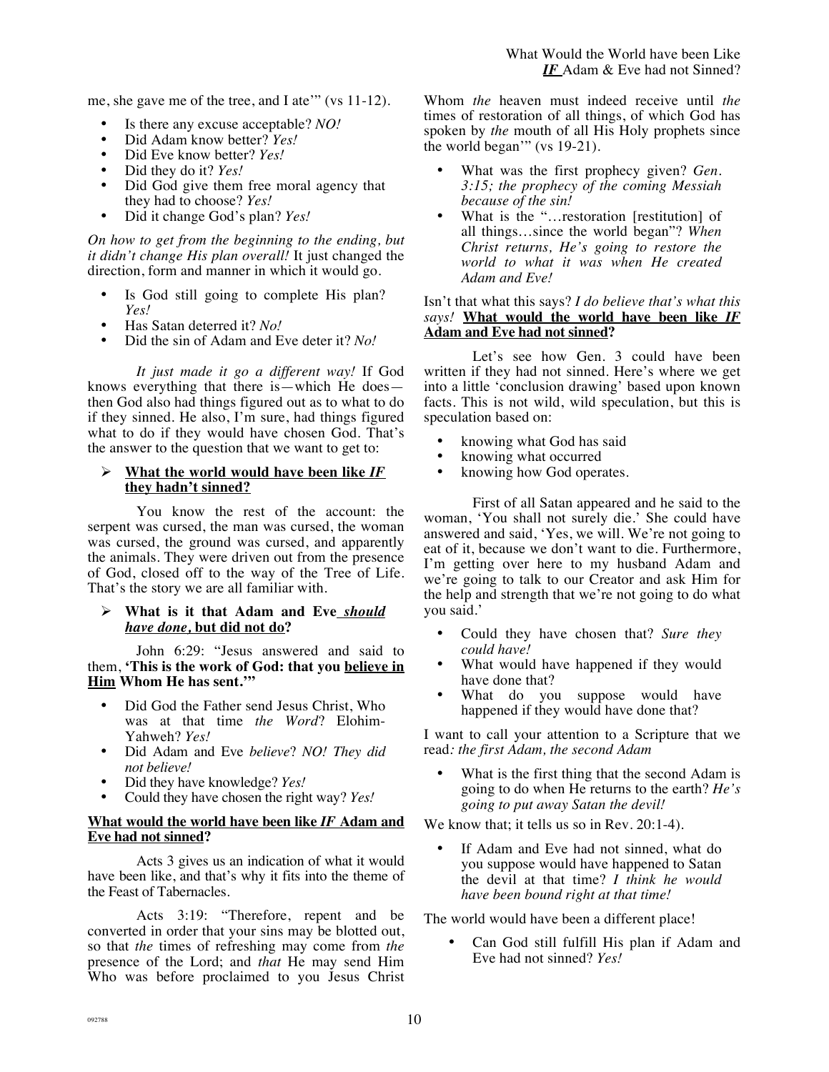me, she gave me of the tree, and I ate'" (vs 11-12).

- Is there any excuse acceptable? *NO!*
- Did Adam know better? *Yes!*
- Did Eve know better? *Yes!*
- Did they do it? *Yes!*
- Did God give them free moral agency that they had to choose? *Yes!*
- Did it change God's plan? *Yes!*

*On how to get from the beginning to the ending, but it didn't change His plan overall!* It just changed the direction, form and manner in which it would go.

- Is God still going to complete His plan? *Yes!*
- Has Satan deterred it? *No!*
- Did the sin of Adam and Eve deter it? *No!*

*It just made it go a different way!* If God knows everything that there is—which He does—then God also had things figured out as to what to do if they sinned. He also, I'm sure, had things figured what to do if they would have chosen God. That's the answer to the question that we want to get to:

- **What the world would have been like *IF* they hadn't sinned?**

You know the rest of the account: the serpent was cursed, the man was cursed, the woman was cursed, the ground was cursed, and apparently the animals. They were driven out from the presence of God, closed off to the way of the Tree of Life. That's the story we are all familiar with.

- **What is it that Adam and Eve *should have done*, but did not do?**

John 6:29: "Jesus answered and said to them, **'This is the work of God: that you believe in Him Whom He has sent.'"**

- Did God the Father send Jesus Christ, Who was at that time *the Word*? Elohim-Yahweh? *Yes!*
- Did Adam and Eve *believe*? *NO! They did not believe!*
- Did they have knowledge? *Yes!*
- Could they have chosen the right way? *Yes!*

**What would the world have been like *IF* Adam and Eve had not sinned?**

Acts 3 gives us an indication of what it would have been like, and that's why it fits into the theme of the Feast of Tabernacles.

Acts 3:19: "Therefore, repent and be converted in order that your sins may be blotted out, so that *the* times of refreshing may come from *the* presence of the Lord; and *that* He may send Him Who was before proclaimed to you Jesus Christ Whom *the* heaven must indeed receive until *the* times of restoration of all things, of which God has spoken by *the* mouth of all His Holy prophets since the world began'" (vs 19-21).

- What was the first prophecy given? *Gen. 3:15; the prophecy of the coming Messiah because of the sin!*
- What is the "…restoration [restitution] of all things…since the world began"? *When Christ returns, He's going to restore the world to what it was when He created Adam and Eve!*

Isn't that what this says? *I do believe that's what this says!* **What would the world have been like *IF* Adam and Eve had not sinned?**

Let's see how Gen. 3 could have been written if they had not sinned. Here's where we get into a little 'conclusion drawing' based upon known facts. This is not wild, wild speculation, but this is speculation based on:

- knowing what God has said
- knowing what occurred
- knowing how God operates.

First of all Satan appeared and he said to the woman, 'You shall not surely die.' She could have answered and said, 'Yes, we will. We're not going to eat of it, because we don't want to die. Furthermore, I'm getting over here to my husband Adam and we're going to talk to our Creator and ask Him for the help and strength that we're not going to do what you said.'

- Could they have chosen that? *Sure they could have!*
- What would have happened if they would have done that?
- What do you suppose would have happened if they would have done that?

I want to call your attention to a Scripture that we read*: the first Adam, the second Adam*

- What is the first thing that the second Adam is going to do when He returns to the earth? *He's going to put away Satan the devil!*

We know that; it tells us so in Rev. 20:1-4).

- If Adam and Eve had not sinned, what do you suppose would have happened to Satan the devil at that time? *I think he would have been bound right at that time!*

The world would have been a different place!

- Can God still fulfill His plan if Adam and Eve had not sinned? *Yes!*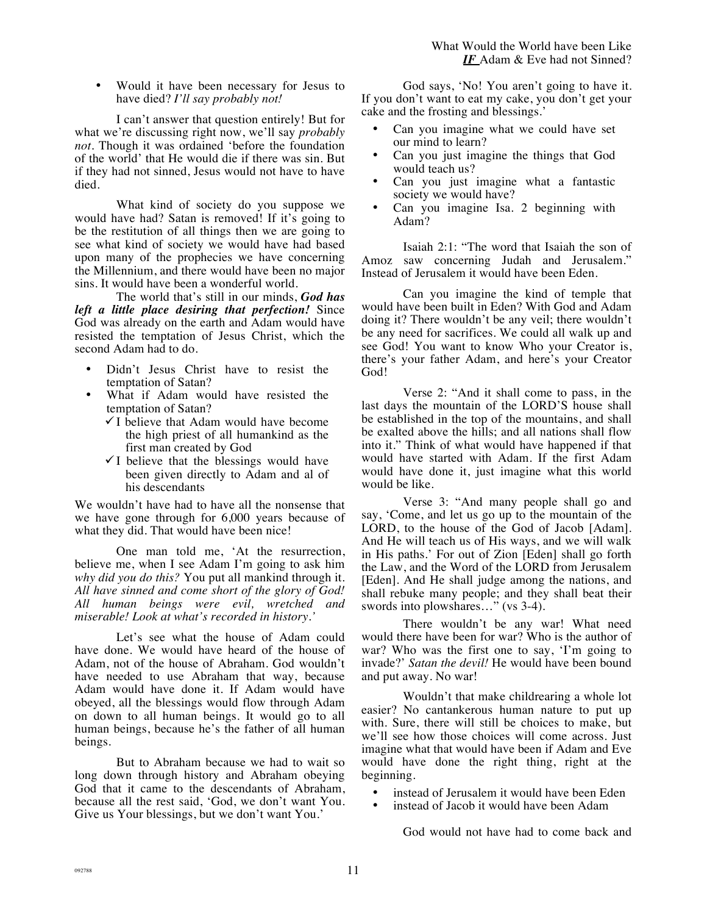- Would it have been necessary for Jesus to have died? *I'll say probably not!*

I can't answer that question entirely! But for what we're discussing right now, we'll say *probably not*. Though it was ordained 'before the foundation of the world' that He would die if there was sin. But if they had not sinned, Jesus would not have to have died.

What kind of society do you suppose we would have had? Satan is removed! If it's going to be the restitution of all things then we are going to see what kind of society we would have had based upon many of the prophecies we have concerning the Millennium, and there would have been no major sins. It would have been a wonderful world.

The world that's still in our minds, ***God has left a little place desiring that perfection!*** Since God was already on the earth and Adam would have resisted the temptation of Jesus Christ, which the second Adam had to do.

- Didn't Jesus Christ have to resist the temptation of Satan?
- What if Adam would have resisted the temptation of Satan?
  - ✓ I believe that Adam would have become the high priest of all humankind as the first man created by God
  - ✓ I believe that the blessings would have been given directly to Adam and al of his descendants

We wouldn't have had to have all the nonsense that we have gone through for 6,000 years because of what they did. That would have been nice!

One man told me, 'At the resurrection, believe me, when I see Adam I'm going to ask him *why did you do this?* You put all mankind through it. *All have sinned and come short of the glory of God! All human beings were evil, wretched and miserable! Look at what's recorded in history*.'

Let's see what the house of Adam could have done. We would have heard of the house of Adam, not of the house of Abraham. God wouldn't have needed to use Abraham that way, because Adam would have done it. If Adam would have obeyed, all the blessings would flow through Adam on down to all human beings. It would go to all human beings, because he's the father of all human beings.

But to Abraham because we had to wait so long down through history and Abraham obeying God that it came to the descendants of Abraham, because all the rest said, 'God, we don't want You. Give us Your blessings, but we don't want You.'

God says, 'No! You aren't going to have it. If you don't want to eat my cake, you don't get your cake and the frosting and blessings.'

- Can you imagine what we could have set our mind to learn?
- Can you just imagine the things that God would teach us?
- Can you just imagine what a fantastic society we would have?
- Can you imagine Isa. 2 beginning with Adam?

Isaiah 2:1: "The word that Isaiah the son of Amoz saw concerning Judah and Jerusalem." Instead of Jerusalem it would have been Eden.

Can you imagine the kind of temple that would have been built in Eden? With God and Adam doing it? There wouldn't be any veil; there wouldn't be any need for sacrifices. We could all walk up and see God! You want to know Who your Creator is, there's your father Adam, and here's your Creator God!

Verse 2: "And it shall come to pass, in the last days the mountain of the LORD'S house shall be established in the top of the mountains, and shall be exalted above the hills; and all nations shall flow into it." Think of what would have happened if that would have started with Adam. If the first Adam would have done it, just imagine what this world would be like.

Verse 3: "And many people shall go and say, 'Come, and let us go up to the mountain of the LORD, to the house of the God of Jacob [Adam]. And He will teach us of His ways, and we will walk in His paths.' For out of Zion [Eden] shall go forth the Law, and the Word of the LORD from Jerusalem [Eden]. And He shall judge among the nations, and shall rebuke many people; and they shall beat their swords into plowshares…" (vs 3-4).

There wouldn't be any war! What need would there have been for war? Who is the author of war? Who was the first one to say, 'I'm going to invade?' *Satan the devil!* He would have been bound and put away. No war!

Wouldn't that make childrearing a whole lot easier? No cantankerous human nature to put up with. Sure, there will still be choices to make, but we'll see how those choices will come across. Just imagine what that would have been if Adam and Eve would have done the right thing, right at the beginning.

- instead of Jerusalem it would have been Eden
- instead of Jacob it would have been Adam

God would not have had to come back and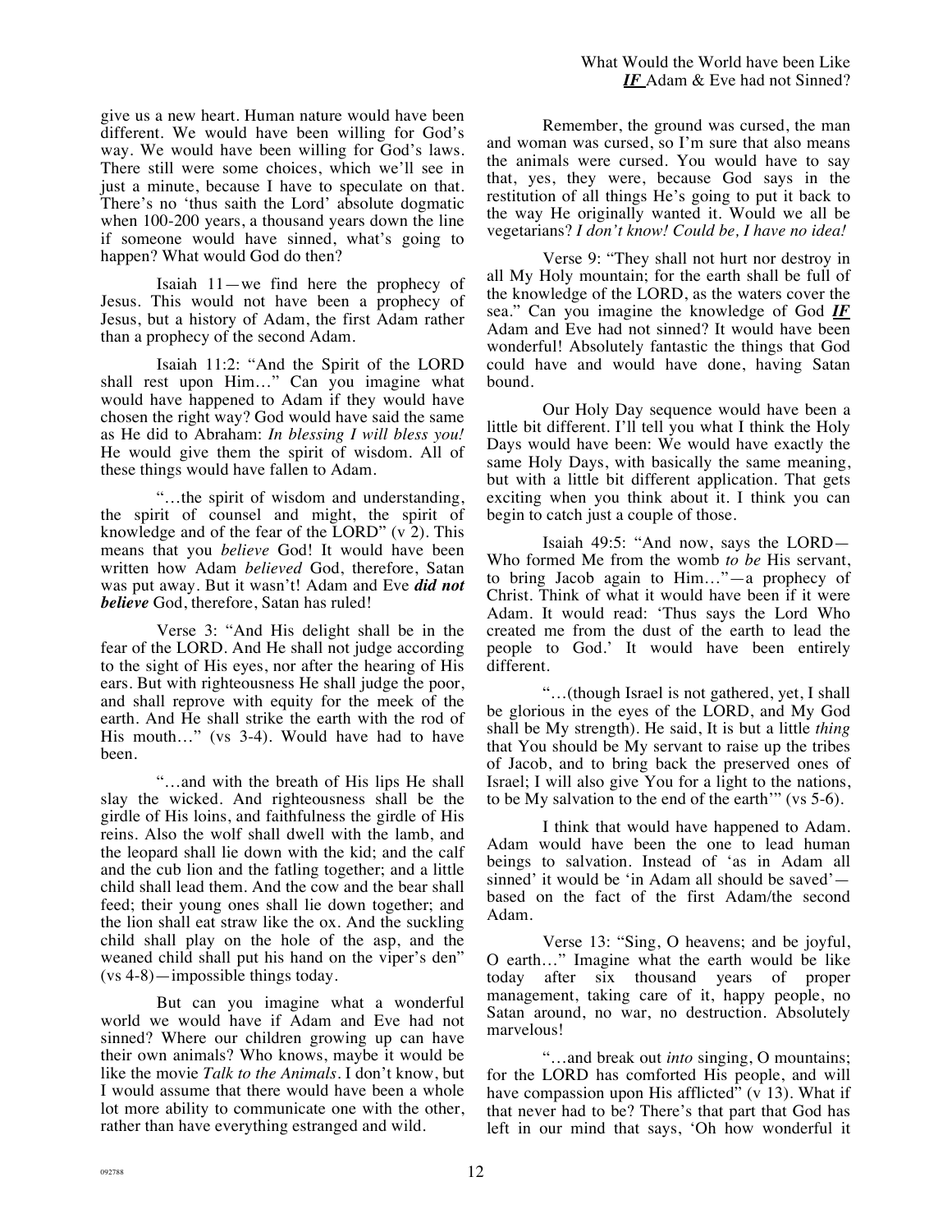give us a new heart. Human nature would have been different. We would have been willing for God's way. We would have been willing for God's laws. There still were some choices, which we'll see in just a minute, because I have to speculate on that. There's no 'thus saith the Lord' absolute dogmatic when 100-200 years, a thousand years down the line if someone would have sinned, what's going to happen? What would God do then?

Isaiah 11—we find here the prophecy of Jesus. This would not have been a prophecy of Jesus, but a history of Adam, the first Adam rather than a prophecy of the second Adam.

Isaiah 11:2: "And the Spirit of the LORD shall rest upon Him…" Can you imagine what would have happened to Adam if they would have chosen the right way? God would have said the same as He did to Abraham: *In blessing I will bless you!* He would give them the spirit of wisdom. All of these things would have fallen to Adam.

"…the spirit of wisdom and understanding, the spirit of counsel and might, the spirit of knowledge and of the fear of the LORD" (v 2). This means that you *believe* God! It would have been written how Adam *believed* God, therefore, Satan was put away. But it wasn't! Adam and Eve ***did not believe*** God, therefore, Satan has ruled!

Verse 3: "And His delight shall be in the fear of the LORD. And He shall not judge according to the sight of His eyes, nor after the hearing of His ears. But with righteousness He shall judge the poor, and shall reprove with equity for the meek of the earth. And He shall strike the earth with the rod of His mouth…" (vs 3-4). Would have had to have been.

"…and with the breath of His lips He shall slay the wicked. And righteousness shall be the girdle of His loins, and faithfulness the girdle of His reins. Also the wolf shall dwell with the lamb, and the leopard shall lie down with the kid; and the calf and the cub lion and the fatling together; and a little child shall lead them. And the cow and the bear shall feed; their young ones shall lie down together; and the lion shall eat straw like the ox. And the suckling child shall play on the hole of the asp, and the weaned child shall put his hand on the viper's den" (vs 4-8)—impossible things today.

But can you imagine what a wonderful world we would have if Adam and Eve had not sinned? Where our children growing up can have their own animals? Who knows, maybe it would be like the movie *Talk to the Animals*. I don't know, but I would assume that there would have been a whole lot more ability to communicate one with the other, rather than have everything estranged and wild.

Remember, the ground was cursed, the man and woman was cursed, so I'm sure that also means the animals were cursed. You would have to say that, yes, they were, because God says in the restitution of all things He's going to put it back to the way He originally wanted it. Would we all be vegetarians? *I don't know! Could be, I have no idea!*

Verse 9: "They shall not hurt nor destroy in all My Holy mountain; for the earth shall be full of the knowledge of the LORD, as the waters cover the sea." Can you imagine the knowledge of God ***IF*** Adam and Eve had not sinned? It would have been wonderful! Absolutely fantastic the things that God could have and would have done, having Satan bound.

Our Holy Day sequence would have been a little bit different. I'll tell you what I think the Holy Days would have been: We would have exactly the same Holy Days, with basically the same meaning, but with a little bit different application. That gets exciting when you think about it. I think you can begin to catch just a couple of those.

Isaiah 49:5: "And now, says the LORD—Who formed Me from the womb *to be* His servant, to bring Jacob again to Him…"—a prophecy of Christ. Think of what it would have been if it were Adam. It would read: 'Thus says the Lord Who created me from the dust of the earth to lead the people to God.' It would have been entirely different.

"…(though Israel is not gathered, yet, I shall be glorious in the eyes of the LORD, and My God shall be My strength). He said, It is but a little *thing* that You should be My servant to raise up the tribes of Jacob, and to bring back the preserved ones of Israel; I will also give You for a light to the nations, to be My salvation to the end of the earth'" (vs 5-6).

I think that would have happened to Adam. Adam would have been the one to lead human beings to salvation. Instead of 'as in Adam all sinned' it would be 'in Adam all should be saved'—based on the fact of the first Adam/the second Adam.

Verse 13: "Sing, O heavens; and be joyful, O earth…" Imagine what the earth would be like today after six thousand years of proper management, taking care of it, happy people, no Satan around, no war, no destruction. Absolutely marvelous!

"…and break out *into* singing, O mountains; for the LORD has comforted His people, and will have compassion upon His afflicted" (v 13). What if that never had to be? There's that part that God has left in our mind that says, 'Oh how wonderful it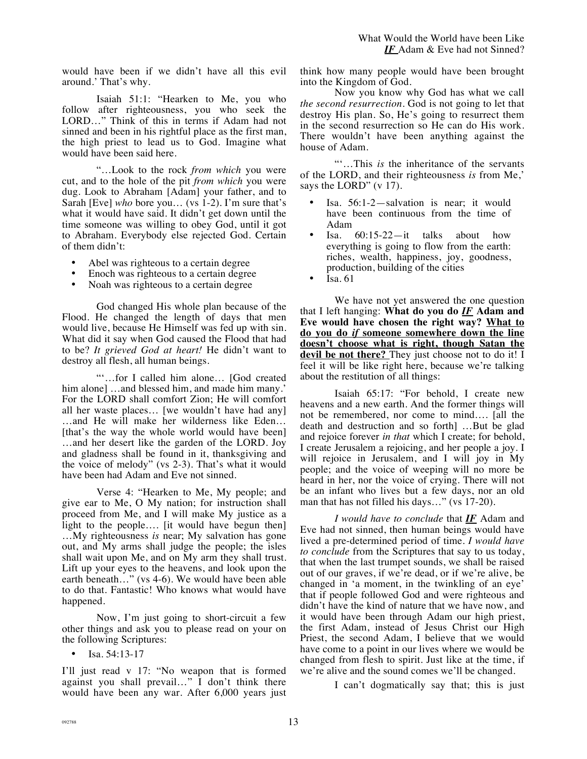would have been if we didn't have all this evil around.' That's why.

Isaiah 51:1: "Hearken to Me, you who follow after righteousness, you who seek the LORD…" Think of this in terms if Adam had not sinned and been in his rightful place as the first man, the high priest to lead us to God. Imagine what would have been said here.

"…Look to the rock *from which* you were cut, and to the hole of the pit *from which* you were dug. Look to Abraham [Adam] your father, and to Sarah [Eve] *who* bore you… (vs 1-2). I'm sure that's what it would have said. It didn't get down until the time someone was willing to obey God, until it got to Abraham. Everybody else rejected God. Certain of them didn't:

- Abel was righteous to a certain degree
- Enoch was righteous to a certain degree
- Noah was righteous to a certain degree

God changed His whole plan because of the Flood. He changed the length of days that men would live, because He Himself was fed up with sin. What did it say when God caused the Flood that had to be? *It grieved God at heart!* He didn't want to destroy all flesh, all human beings.

"'…for I called him alone… [God created him alone] …and blessed him, and made him many.' For the LORD shall comfort Zion; He will comfort all her waste places… [we wouldn't have had any] …and He will make her wilderness like Eden… [that's the way the whole world would have been] …and her desert like the garden of the LORD. Joy and gladness shall be found in it, thanksgiving and the voice of melody" (vs 2-3). That's what it would have been had Adam and Eve not sinned.

Verse 4: "Hearken to Me, My people; and give ear to Me, O My nation; for instruction shall proceed from Me, and I will make My justice as a light to the people…. [it would have begun then] …My righteousness *is* near; My salvation has gone out, and My arms shall judge the people; the isles shall wait upon Me, and on My arm they shall trust. Lift up your eyes to the heavens, and look upon the earth beneath…" (vs 4-6). We would have been able to do that. Fantastic! Who knows what would have happened.

Now, I'm just going to short-circuit a few other things and ask you to please read on your on the following Scriptures:

- Isa. 54:13-17

I'll just read v 17: "No weapon that is formed against you shall prevail…" I don't think there would have been any war. After 6,000 years just think how many people would have been brought into the Kingdom of God.

Now you know why God has what we call *the second resurrection*. God is not going to let that destroy His plan. So, He's going to resurrect them in the second resurrection so He can do His work. There wouldn't have been anything against the house of Adam.

"'…This *is* the inheritance of the servants of the LORD, and their righteousness *is* from Me,' says the LORD" (v 17).

- Isa. 56:1-2—salvation is near; it would have been continuous from the time of Adam
- Isa. 60:15-22—it talks about how everything is going to flow from the earth: riches, wealth, happiness, joy, goodness, production, building of the cities
- Isa. 61

We have not yet answered the one question that I left hanging: **What do you do *IF* Adam and Eve would have chosen the right way? What to do you do *if* someone somewhere down the line doesn't choose what is right, though Satan the devil be not there?** They just choose not to do it! I feel it will be like right here, because we're talking about the restitution of all things:

Isaiah 65:17: "For behold, I create new heavens and a new earth. And the former things will not be remembered, nor come to mind…. [all the death and destruction and so forth] …But be glad and rejoice forever *in that* which I create; for behold, I create Jerusalem a rejoicing, and her people a joy. I will rejoice in Jerusalem, and I will joy in My people; and the voice of weeping will no more be heard in her, nor the voice of crying. There will not be an infant who lives but a few days, nor an old man that has not filled his days…" (vs 17-20).

*I would have to conclude* that ***IF*** Adam and Eve had not sinned, then human beings would have lived a pre-determined period of time. *I would have to conclude* from the Scriptures that say to us today, that when the last trumpet sounds, we shall be raised out of our graves, if we're dead, or if we're alive, be changed in 'a moment, in the twinkling of an eye' that if people followed God and were righteous and didn't have the kind of nature that we have now, and it would have been through Adam our high priest, the first Adam, instead of Jesus Christ our High Priest, the second Adam, I believe that we would have come to a point in our lives where we would be changed from flesh to spirit. Just like at the time, if we're alive and the sound comes we'll be changed.

I can't dogmatically say that; this is just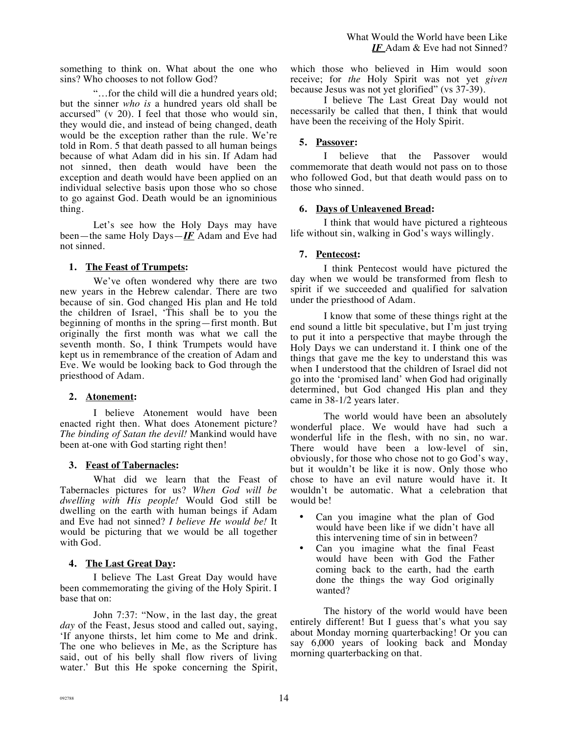something to think on. What about the one who sins? Who chooses to not follow God?

"…for the child will die a hundred years old; but the sinner *who is* a hundred years old shall be accursed" (v 20). I feel that those who would sin, they would die, and instead of being changed, death would be the exception rather than the rule. We're told in Rom. 5 that death passed to all human beings because of what Adam did in his sin. If Adam had not sinned, then death would have been the exception and death would have been applied on an individual selective basis upon those who so chose to go against God. Death would be an ignominious thing.

Let's see how the Holy Days may have been—the same Holy Days—***IF*** Adam and Eve had not sinned.

1. **The Feast of Trumpets:**

We've often wondered why there are two new years in the Hebrew calendar. There are two because of sin. God changed His plan and He told the children of Israel, 'This shall be to you the beginning of months in the spring—first month. But originally the first month was what we call the seventh month. So, I think Trumpets would have kept us in remembrance of the creation of Adam and Eve. We would be looking back to God through the priesthood of Adam.

2. **Atonement:**

I believe Atonement would have been enacted right then. What does Atonement picture? *The binding of Satan the devil!* Mankind would have been at-one with God starting right then!

3. **Feast of Tabernacles:**

What did we learn that the Feast of Tabernacles pictures for us? *When God will be dwelling with His people!* Would God still be dwelling on the earth with human beings if Adam and Eve had not sinned? *I believe He would be!* It would be picturing that we would be all together with God.

4. **The Last Great Day:**

I believe The Last Great Day would have been commemorating the giving of the Holy Spirit. I base that on:

John 7:37: "Now, in the last day, the great *day* of the Feast, Jesus stood and called out, saying, 'If anyone thirsts, let him come to Me and drink. The one who believes in Me, as the Scripture has said, out of his belly shall flow rivers of living water.' But this He spoke concerning the Spirit, which those who believed in Him would soon receive; for *the* Holy Spirit was not yet *given* because Jesus was not yet glorified" (vs 37-39).

I believe The Last Great Day would not necessarily be called that then, I think that would have been the receiving of the Holy Spirit.

5. **Passover:**

I believe that the Passover would commemorate that death would not pass on to those who followed God, but that death would pass on to those who sinned.

6. **Days of Unleavened Bread:**

I think that would have pictured a righteous life without sin, walking in God's ways willingly.

7. **Pentecost:**

I think Pentecost would have pictured the day when we would be transformed from flesh to spirit if we succeeded and qualified for salvation under the priesthood of Adam.

I know that some of these things right at the end sound a little bit speculative, but I'm just trying to put it into a perspective that maybe through the Holy Days we can understand it. I think one of the things that gave me the key to understand this was when I understood that the children of Israel did not go into the 'promised land' when God had originally determined, but God changed His plan and they came in 38-1/2 years later.

The world would have been an absolutely wonderful place. We would have had such a wonderful life in the flesh, with no sin, no war. There would have been a low-level of sin, obviously, for those who chose not to go God's way, but it wouldn't be like it is now. Only those who chose to have an evil nature would have it. It wouldn't be automatic. What a celebration that would be!

- Can you imagine what the plan of God would have been like if we didn't have all this intervening time of sin in between?
- Can you imagine what the final Feast would have been with God the Father coming back to the earth, had the earth done the things the way God originally wanted?

The history of the world would have been entirely different! But I guess that's what you say about Monday morning quarterbacking! Or you can say 6,000 years of looking back and Monday morning quarterbacking on that.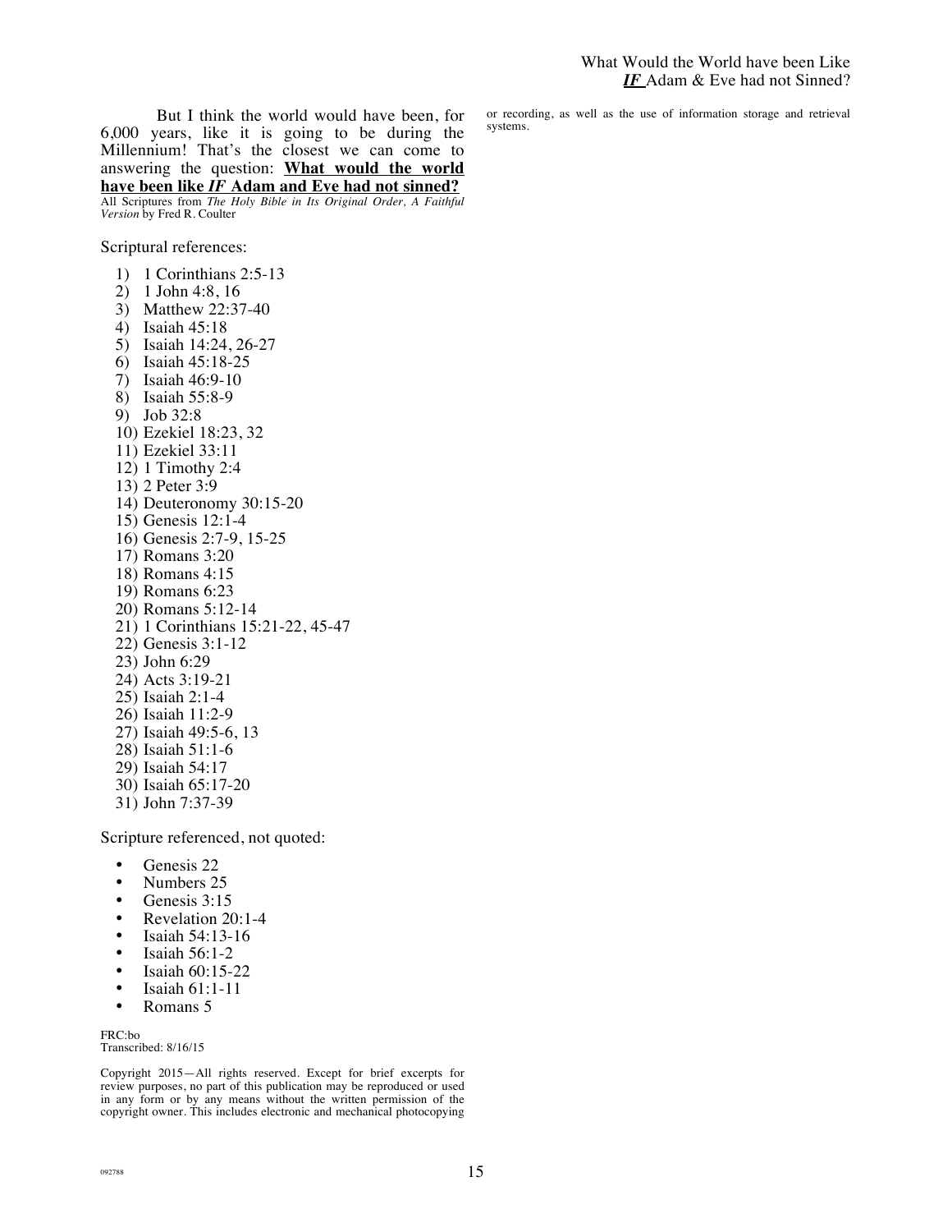But I think the world would have been, for 6,000 years, like it is going to be during the Millennium! That's the closest we can come to answering the question: **What would the world have been like *IF* Adam and Eve had not sinned?**

All Scriptures from *The Holy Bible in Its Original Order, A Faithful Version* by Fred R. Coulter

Scriptural references:

1) 1 Corinthians 2:5-13
2) 1 John 4:8, 16
3) Matthew 22:37-40
4) Isaiah 45:18
5) Isaiah 14:24, 26-27
6) Isaiah 45:18-25
7) Isaiah 46:9-10
8) Isaiah 55:8-9
9) Job 32:8
10) Ezekiel 18:23, 32
11) Ezekiel 33:11
12) 1 Timothy 2:4
13) 2 Peter 3:9
14) Deuteronomy 30:15-20
15) Genesis 12:1-4
16) Genesis 2:7-9, 15-25
17) Romans 3:20
18) Romans 4:15
19) Romans 6:23
20) Romans 5:12-14
21) 1 Corinthians 15:21-22, 45-47
22) Genesis 3:1-12
23) John 6:29
24) Acts 3:19-21
25) Isaiah 2:1-4
26) Isaiah 11:2-9
27) Isaiah 49:5-6, 13
28) Isaiah 51:1-6
29) Isaiah 54:17
30) Isaiah 65:17-20
31) John 7:37-39

Scripture referenced, not quoted:

- Genesis 22
- Numbers 25
- Genesis 3:15
- Revelation 20:1-4
- Isaiah 54:13-16
- Isaiah 56:1-2
- Isaiah 60:15-22
- Isaiah 61:1-11
- Romans 5

FRC:bo
Transcribed: 8/16/15

Copyright 2015—All rights reserved. Except for brief excerpts for review purposes, no part of this publication may be reproduced or used in any form or by any means without the written permission of the copyright owner. This includes electronic and mechanical photocopying or recording, as well as the use of information storage and retrieval systems.